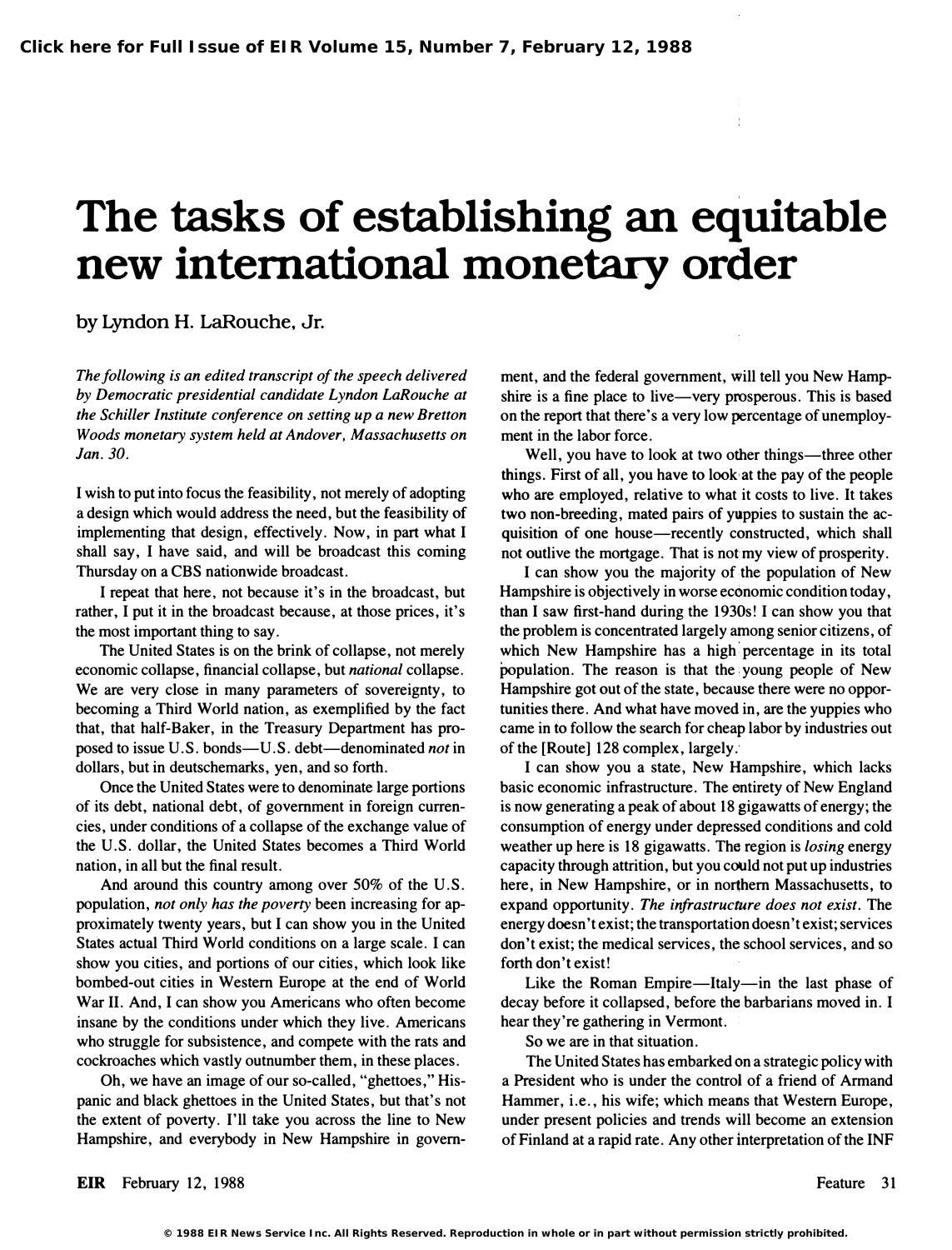# The tasks of establishing an equitable new international monetary order

by Lyndon H. LaRouche, Jr.

*The following is an edited transcript of the speech delivered by Democratic presidential candidate Lyndon LaRouche at the Schiller Institute conference on setting up a new Bretton Woods monetary system held at Andover, Massachusetts on Jan. 30.*

I wish to put into focus the feasibility, not merely of adopting a design which would address the need, but the feasibility of implementing that design, effectively. Now, in part what I shall say, I have said, and will be broadcast this coming Thursday on a CBS nationwide broadcast.

I repeat that here, not because it's in the broadcast, but rather, I put it in the broadcast because, at those prices, it's the most important thing to say.

The United States is on the brink of collapse, not merely economic collapse, financial collapse, but *national* collapse. We are very close in many parameters of sovereignty, to becoming a Third World nation, as exemplified by the fact that, that half-Baker, in the Treasury Department has proposed to issue U.S. bonds—U.S. debt—denominated *not* in dollars, but in deutschemarks, yen, and so forth.

Once the United States were to denominate large portions of its debt, national debt, of government in foreign currencies, under conditions of a collapse of the exchange value of the U.S. dollar, the United States becomes a Third World nation, in all but the final result.

And around this country among over 50% of the U.S. population, *not only has the poverty* been increasing for approximately twenty years, but I can show you in the United States actual Third World conditions on a large scale. I can show you cities, and portions of our cities, which look like bombed-out cities in Western Europe at the end of World War II. And, I can show you Americans who often become insane by the conditions under which they live. Americans who struggle for subsistence, and compete with the rats and cockroaches which vastly outnumber them, in these places.

Oh, we have an image of our so-called, "ghettoes," Hispanic and black ghettoes in the United States, but that's not the extent of poverty. I'll take you across the line to New Hampshire, and everybody in New Hampshire in government, and the federal government, will tell you New Hampshire is a fine place to live—very prosperous. This is based on the report that there's a very low percentage of unemployment in the labor force.

Well, you have to look at two other things—three other things. First of all, you have to look at the pay of the people who are employed, relative to what it costs to live. It takes two non-breeding, mated pairs of yuppies to sustain the acquisition of one house—recently constructed, which shall not outlive the mortgage. That is not my view of prosperity.

I can show you the majority of the population of New Hampshire is objectively in worse economic condition today, than I saw first-hand during the 1930s! I can show you that the problem is concentrated largely among senior citizens, of which New Hampshire has a high percentage in its total population. The reason is that the young people of New Hampshire got out of the state, because there were no opportunities there. And what have moved in, are the yuppies who came in to follow the search for cheap labor by industries out of the [Route] 128 complex, largely.

I can show you a state, New Hampshire, which lacks basic economic infrastructure. The entirety of New England is now generating a peak of about 18 gigawatts of energy; the consumption of energy under depressed conditions and cold weather up here is 18 gigawatts. The region is *losing* energy capacity through attrition, but you could not put up industries here, in New Hampshire, or in northern Massachusetts, to expand opportunity. *The infrastructure does not exist.* The energy doesn't exist; the transportation doesn't exist; services don't exist; the medical services, the school services, and so forth don't exist!

Like the Roman Empire—Italy—in the last phase of decay before it collapsed, before the barbarians moved in. I hear they're gathering in Vermont.

So we are in that situation.

The United States has embarked on a strategic policy with a President who is under the control of a friend of Armand Hammer, i.e., his wife; which means that Western Europe, under present policies and trends will become an extension of Finland at a rapid rate. Any other interpretation of the INF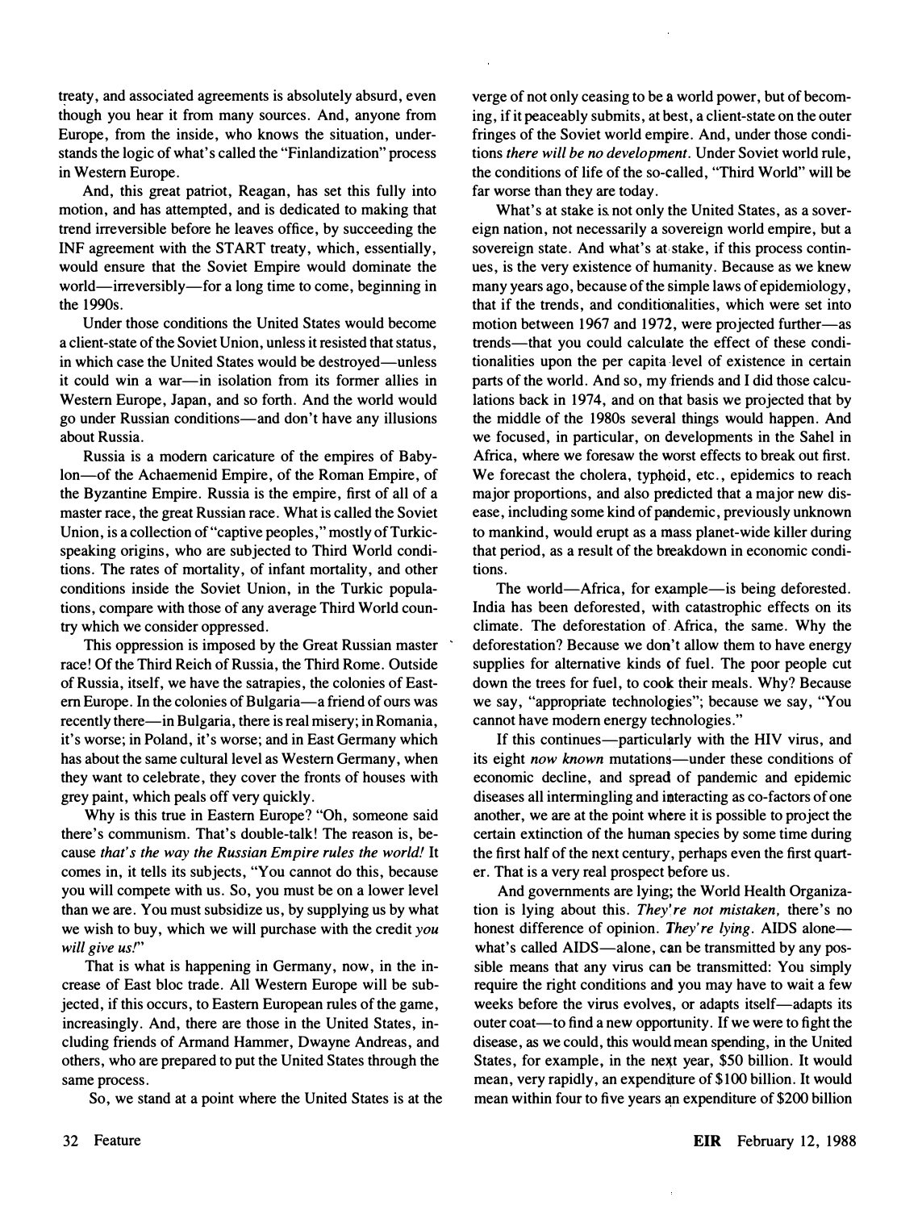treaty, and associated agreements is absolutely absurd, even though you hear it from many sources. And, anyone from Europe, from the inside, who knows the situation, understands the logic of what's called the "Finlandization" process in Western Europe.

And, this great patriot, Reagan, has set this fully into motion, and has attempted, and is dedicated to making that trend irreversible before he leaves office, by succeeding the INF agreement with the START treaty, which, essentially, would ensure that the Soviet Empire would dominate the world—irreversibly—for a long time to come, beginning in the 1990s.

Under those conditions the United States would become a client-state of the Soviet Union, unless it resisted that status, in which case the United States would be destroyed—unless it could win a war—in isolation from its former allies in Western Europe, Japan, and so forth. And the world would go under Russian conditions—and don't have any illusions about Russia.

Russia is a modern caricature of the empires of Babylon—of the Achaemenid Empire, of the Roman Empire, of the Byzantine Empire. Russia is the empire, first of all of a master race, the great Russian race. What is called the Soviet Union, is a collection of "captive peoples," mostly of Turkic-speaking origins, who are subjected to Third World conditions. The rates of mortality, of infant mortality, and other conditions inside the Soviet Union, in the Turkic populations, compare with those of any average Third World country which we consider oppressed.

This oppression is imposed by the Great Russian master race! Of the Third Reich of Russia, the Third Rome. Outside of Russia, itself, we have the satrapies, the colonies of Eastern Europe. In the colonies of Bulgaria—a friend of ours was recently there—in Bulgaria, there is real misery; in Romania, it's worse; in Poland, it's worse; and in East Germany which has about the same cultural level as Western Germany, when they want to celebrate, they cover the fronts of houses with grey paint, which peals off very quickly.

Why is this true in Eastern Europe? "Oh, someone said there's communism. That's double-talk! The reason is, because *that's the way the Russian Empire rules the world!* It comes in, it tells its subjects, "You cannot do this, because you will compete with us. So, you must be on a lower level than we are. You must subsidize us, by supplying us by what we wish to buy, which we will purchase with the credit *you will give us!*"

That is what is happening in Germany, now, in the increase of East bloc trade. All Western Europe will be subjected, if this occurs, to Eastern European rules of the game, increasingly. And, there are those in the United States, including friends of Armand Hammer, Dwayne Andreas, and others, who are prepared to put the United States through the same process.

So, we stand at a point where the United States is at the verge of not only ceasing to be a world power, but of becoming, if it peaceably submits, at best, a client-state on the outer fringes of the Soviet world empire. And, under those conditions *there will be no development.* Under Soviet world rule, the conditions of life of the so-called, "Third World" will be far worse than they are today.

What's at stake is not only the United States, as a sovereign nation, not necessarily a sovereign world empire, but a sovereign state. And what's at stake, if this process continues, is the very existence of humanity. Because as we knew many years ago, because of the simple laws of epidemiology, that if the trends, and conditionalities, which were set into motion between 1967 and 1972, were projected further—as trends—that you could calculate the effect of these conditionalities upon the per capita level of existence in certain parts of the world. And so, my friends and I did those calculations back in 1974, and on that basis we projected that by the middle of the 1980s several things would happen. And we focused, in particular, on developments in the Sahel in Africa, where we foresaw the worst effects to break out first. We forecast the cholera, typhoid, etc., epidemics to reach major proportions, and also predicted that a major new disease, including some kind of pandemic, previously unknown to mankind, would erupt as a mass planet-wide killer during that period, as a result of the breakdown in economic conditions.

The world—Africa, for example—is being deforested. India has been deforested, with catastrophic effects on its climate. The deforestation of Africa, the same. Why the deforestation? Because we don't allow them to have energy supplies for alternative kinds of fuel. The poor people cut down the trees for fuel, to cook their meals. Why? Because we say, "appropriate technologies"; because we say, "You cannot have modern energy technologies."

If this continues—particularly with the HIV virus, and its eight *now known* mutations—under these conditions of economic decline, and spread of pandemic and epidemic diseases all intermingling and interacting as co-factors of one another, we are at the point where it is possible to project the certain extinction of the human species by some time during the first half of the next century, perhaps even the first quarter. That is a very real prospect before us.

And governments are lying; the World Health Organization is lying about this. *They're not mistaken,* there's no honest difference of opinion. *They're lying.* AIDS alone—what's called AIDS—alone, can be transmitted by any possible means that any virus can be transmitted: You simply require the right conditions and you may have to wait a few weeks before the virus evolves, or adapts itself—adapts its outer coat—to find a new opportunity. If we were to fight the disease, as we could, this would mean spending, in the United States, for example, in the next year, $50 billion. It would mean, very rapidly, an expenditure of $100 billion. It would mean within four to five years an expenditure of $200 billion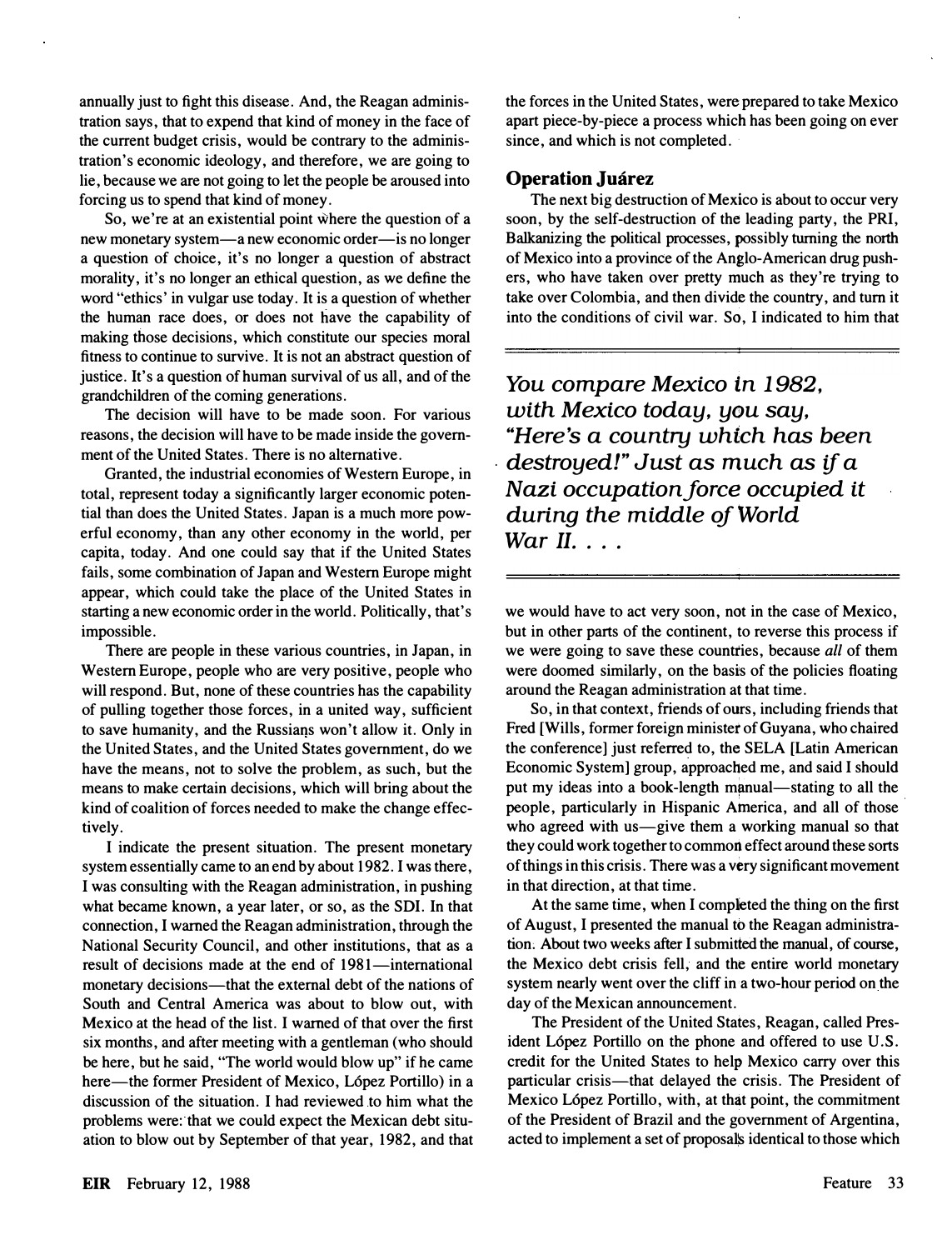annually just to fight this disease. And, the Reagan administration says, that to expend that kind of money in the face of the current budget crisis, would be contrary to the administration's economic ideology, and therefore, we are going to lie, because we are not going to let the people be aroused into forcing us to spend that kind of money.

So, we're at an existential point where the question of a new monetary system—a new economic order—is no longer a question of choice, it's no longer a question of abstract morality, it's no longer an ethical question, as we define the word "ethics' in vulgar use today. It is a question of whether the human race does, or does not have the capability of making those decisions, which constitute our species moral fitness to continue to survive. It is not an abstract question of justice. It's a question of human survival of us all, and of the grandchildren of the coming generations.

The decision will have to be made soon. For various reasons, the decision will have to be made inside the government of the United States. There is no alternative.

Granted, the industrial economies of Western Europe, in total, represent today a significantly larger economic potential than does the United States. Japan is a much more powerful economy, than any other economy in the world, per capita, today. And one could say that if the United States fails, some combination of Japan and Western Europe might appear, which could take the place of the United States in starting a new economic order in the world. Politically, that's impossible.

There are people in these various countries, in Japan, in Western Europe, people who are very positive, people who will respond. But, none of these countries has the capability of pulling together those forces, in a united way, sufficient to save humanity, and the Russians won't allow it. Only in the United States, and the United States government, do we have the means, not to solve the problem, as such, but the means to make certain decisions, which will bring about the kind of coalition of forces needed to make the change effectively.

I indicate the present situation. The present monetary system essentially came to an end by about 1982. I was there, I was consulting with the Reagan administration, in pushing what became known, a year later, or so, as the SDI. In that connection, I warned the Reagan administration, through the National Security Council, and other institutions, that as a result of decisions made at the end of 1981—international monetary decisions—that the external debt of the nations of South and Central America was about to blow out, with Mexico at the head of the list. I warned of that over the first six months, and after meeting with a gentleman (who should be here, but he said, "The world would blow up" if he came here—the former President of Mexico, López Portillo) in a discussion of the situation. I had reviewed to him what the problems were: that we could expect the Mexican debt situation to blow out by September of that year, 1982, and that the forces in the United States, were prepared to take Mexico apart piece-by-piece a process which has been going on ever since, and which is not completed.

### Operation Juárez

The next big destruction of Mexico is about to occur very soon, by the self-destruction of the leading party, the PRI, Balkanizing the political processes, possibly turning the north of Mexico into a province of the Anglo-American drug pushers, who have taken over pretty much as they're trying to take over Colombia, and then divide the country, and turn it into the conditions of civil war. So, I indicated to him that we would have to act very soon, not in the case of Mexico, but in other parts of the continent, to reverse this process if we were going to save these countries, because *all* of them were doomed similarly, on the basis of the policies floating around the Reagan administration at that time.

> *You compare Mexico in 1982, with Mexico today, you say, "Here's a country which has been destroyed!" Just as much as if a Nazi occupation force occupied it during the middle of World War II. . . .*

So, in that context, friends of ours, including friends that Fred [Wills, former foreign minister of Guyana, who chaired the conference] just referred to, the SELA [Latin American Economic System] group, approached me, and said I should put my ideas into a book-length manual—stating to all the people, particularly in Hispanic America, and all of those who agreed with us—give them a working manual so that they could work together to common effect around these sorts of things in this crisis. There was a very significant movement in that direction, at that time.

At the same time, when I completed the thing on the first of August, I presented the manual to the Reagan administration. About two weeks after I submitted the manual, of course, the Mexico debt crisis fell, and the entire world monetary system nearly went over the cliff in a two-hour period on the day of the Mexican announcement.

The President of the United States, Reagan, called President López Portillo on the phone and offered to use U.S. credit for the United States to help Mexico carry over this particular crisis—that delayed the crisis. The President of Mexico López Portillo, with, at that point, the commitment of the President of Brazil and the government of Argentina, acted to implement a set of proposals identical to those which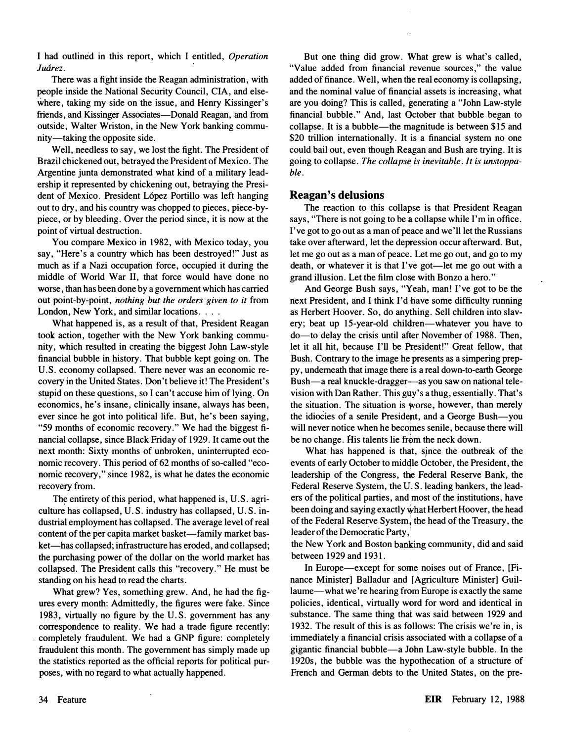I had outlined in this report, which I entitled, *Operation Juárez*.

There was a fight inside the Reagan administration, with people inside the National Security Council, CIA, and elsewhere, taking my side on the issue, and Henry Kissinger's friends, and Kissinger Associates—Donald Reagan, and from outside, Walter Wriston, in the New York banking community—taking the opposite side.

Well, needless to say, we lost the fight. The President of Brazil chickened out, betrayed the President of Mexico. The Argentine junta demonstrated what kind of a military leadership it represented by chickening out, betraying the President of Mexico. President López Portillo was left hanging out to dry, and his country was chopped to pieces, piece-by-piece, or by bleeding. Over the period since, it is now at the point of virtual destruction.

You compare Mexico in 1982, with Mexico today, you say, "Here's a country which has been destroyed!" Just as much as if a Nazi occupation force, occupied it during the middle of World War II, that force would have done no worse, than has been done by a government which has carried out point-by-point, *nothing but the orders given to it* from London, New York, and similar locations. . . .

What happened is, as a result of that, President Reagan took action, together with the New York banking community, which resulted in creating the biggest John Law-style financial bubble in history. That bubble kept going on. The U.S. economy collapsed. There never was an economic recovery in the United States. Don't believe it! The President's stupid on these questions, so I can't accuse him of lying. On economics, he's insane, clinically insane, always has been, ever since he got into political life. But, he's been saying, "59 months of economic recovery." We had the biggest financial collapse, since Black Friday of 1929. It came out the next month: Sixty months of unbroken, uninterrupted economic recovery. This period of 62 months of so-called "economic recovery," since 1982, is what he dates the economic recovery from.

The entirety of this period, what happened is, U.S. agriculture has collapsed, U.S. industry has collapsed, U.S. industrial employment has collapsed. The average level of real content of the per capita market basket—family market basket—has collapsed; infrastructure has eroded, and collapsed; the purchasing power of the dollar on the world market has collapsed. The President calls this "recovery." He must be standing on his head to read the charts.

What grew? Yes, something grew. And, he had the figures every month: Admittedly, the figures were fake. Since 1983, virtually no figure by the U.S. government has any correspondence to reality. We had a trade figure recently: completely fraudulent. We had a GNP figure: completely fraudulent this month. The government has simply made up the statistics reported as the official reports for political purposes, with no regard to what actually happened.

But one thing did grow. What grew is what's called, "Value added from financial revenue sources," the value added of finance. Well, when the real economy is collapsing, and the nominal value of financial assets is increasing, what are you doing? This is called, generating a "John Law-style financial bubble." And, last October that bubble began to collapse. It is a bubble—the magnitude is between $15 and $20 trillion internationally. It is a financial system no one could bail out, even though Reagan and Bush are trying. It is going to collapse. *The collapse is inevitable. It is unstoppable.*

## Reagan's delusions

The reaction to this collapse is that President Reagan says, "There is not going to be a collapse while I'm in office. I've got to go out as a man of peace and we'll let the Russians take over afterward, let the depression occur afterward. But, let me go out as a man of peace. Let me go out, and go to my death, or whatever it is that I've got—let me go out with a grand illusion. Let the film close with Bonzo a hero."

And George Bush says, "Yeah, man! I've got to be the next President, and I think I'd have some difficulty running as Herbert Hoover. So, do anything. Sell children into slavery; beat up 15-year-old children—whatever you have to do—to delay the crisis until after November of 1988. Then, let it all hit, because I'll be President!" Great fellow, that Bush. Contrary to the image he presents as a simpering preppy, underneath that image there is a real down-to-earth George Bush—a real knuckle-dragger—as you saw on national television with Dan Rather. This guy's a thug, essentially. That's the situation. The situation is worse, however, than merely the idiocies of a senile President, and a George Bush—you will never notice when he becomes senile, because there will be no change. His talents lie from the neck down.

What has happened is that, since the outbreak of the events of early October to middle October, the President, the leadership of the Congress, the Federal Reserve Bank, the Federal Reserve System, the U.S. leading bankers, the leaders of the political parties, and most of the institutions, have been doing and saying exactly what Herbert Hoover, the head of the Federal Reserve System, the head of the Treasury, the leader of the Democratic Party, the New York and Boston banking community, did and said between 1929 and 1931.

In Europe—except for some noises out of France, [Finance Minister] Balladur and [Agriculture Minister] Guillaume—what we're hearing from Europe is exactly the same policies, identical, virtually word for word and identical in substance. The same thing that was said between 1929 and 1932. The result of this is as follows: The crisis we're in, is immediately a financial crisis associated with a collapse of a gigantic financial bubble—a John Law-style bubble. In the 1920s, the bubble was the hypothecation of a structure of French and German debts to the United States, on the pre-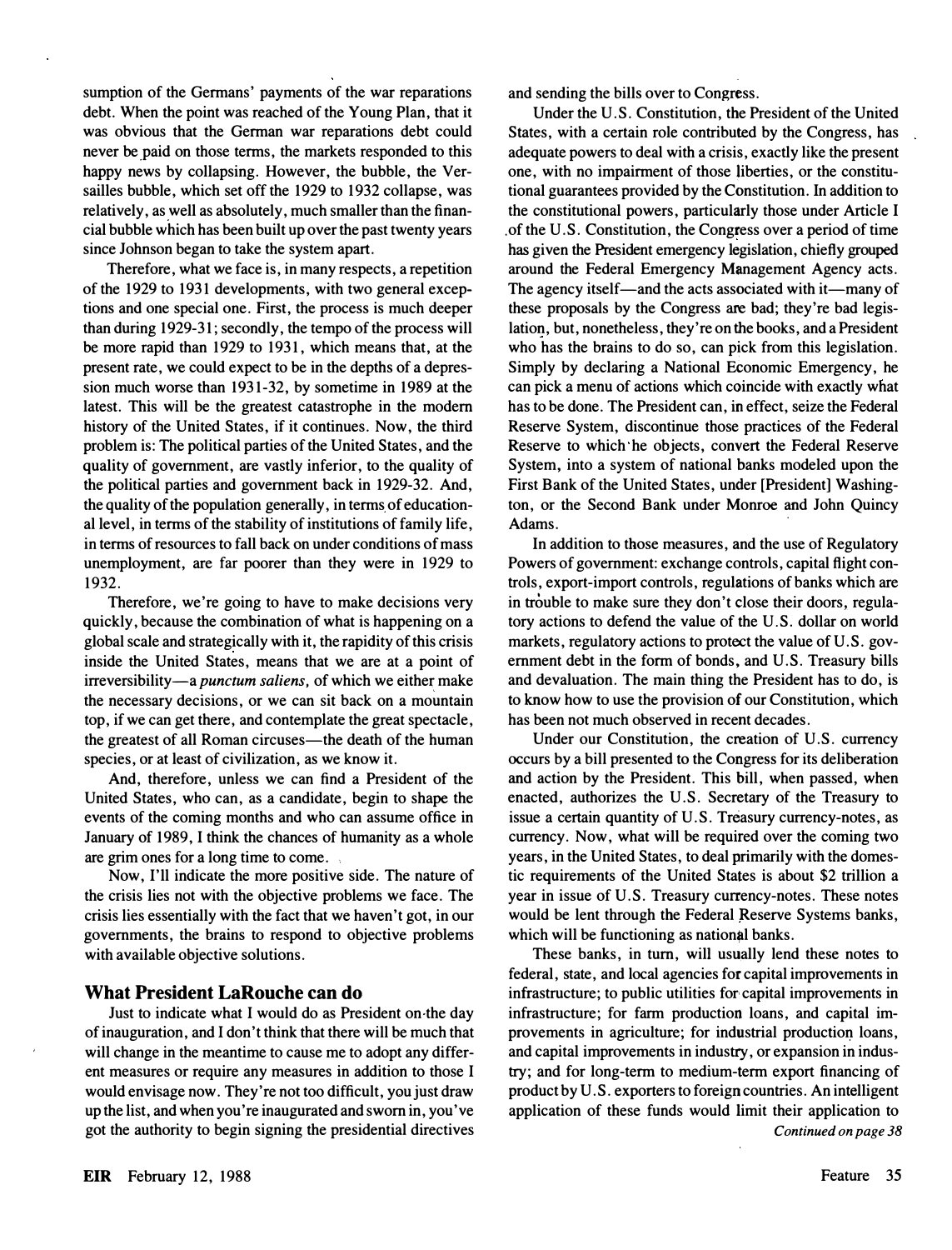sumption of the Germans' payments of the war reparations debt. When the point was reached of the Young Plan, that it was obvious that the German war reparations debt could never be paid on those terms, the markets responded to this happy news by collapsing. However, the bubble, the Versailles bubble, which set off the 1929 to 1932 collapse, was relatively, as well as absolutely, much smaller than the financial bubble which has been built up over the past twenty years since Johnson began to take the system apart.

Therefore, what we face is, in many respects, a repetition of the 1929 to 1931 developments, with two general exceptions and one special one. First, the process is much deeper than during 1929-31; secondly, the tempo of the process will be more rapid than 1929 to 1931, which means that, at the present rate, we could expect to be in the depths of a depression much worse than 1931-32, by sometime in 1989 at the latest. This will be the greatest catastrophe in the modern history of the United States, if it continues. Now, the third problem is: The political parties of the United States, and the quality of government, are vastly inferior, to the quality of the political parties and government back in 1929-32. And, the quality of the population generally, in terms of educational level, in terms of the stability of institutions of family life, in terms of resources to fall back on under conditions of mass unemployment, are far poorer than they were in 1929 to 1932.

Therefore, we're going to have to make decisions very quickly, because the combination of what is happening on a global scale and strategically with it, the rapidity of this crisis inside the United States, means that we are at a point of irreversibility—a *punctum saliens,* of which we either make the necessary decisions, or we can sit back on a mountain top, if we can get there, and contemplate the great spectacle, the greatest of all Roman circuses—the death of the human species, or at least of civilization, as we know it.

And, therefore, unless we can find a President of the United States, who can, as a candidate, begin to shape the events of the coming months and who can assume office in January of 1989, I think the chances of humanity as a whole are grim ones for a long time to come.

Now, I'll indicate the more positive side. The nature of the crisis lies not with the objective problems we face. The crisis lies essentially with the fact that we haven't got, in our governments, the brains to respond to objective problems with available objective solutions.

## What President LaRouche can do

Just to indicate what I would do as President on the day of inauguration, and I don't think that there will be much that will change in the meantime to cause me to adopt any different measures or require any measures in addition to those I would envisage now. They're not too difficult, you just draw up the list, and when you're inaugurated and sworn in, you've got the authority to begin signing the presidential directives and sending the bills over to Congress.

Under the U.S. Constitution, the President of the United States, with a certain role contributed by the Congress, has adequate powers to deal with a crisis, exactly like the present one, with no impairment of those liberties, or the constitutional guarantees provided by the Constitution. In addition to the constitutional powers, particularly those under Article I of the U.S. Constitution, the Congress over a period of time has given the President emergency legislation, chiefly grouped around the Federal Emergency Management Agency acts. The agency itself—and the acts associated with it—many of these proposals by the Congress are bad; they're bad legislation, but, nonetheless, they're on the books, and a President who has the brains to do so, can pick from this legislation. Simply by declaring a National Economic Emergency, he can pick a menu of actions which coincide with exactly what has to be done. The President can, in effect, seize the Federal Reserve System, discontinue those practices of the Federal Reserve to which he objects, convert the Federal Reserve System, into a system of national banks modeled upon the First Bank of the United States, under [President] Washington, or the Second Bank under Monroe and John Quincy Adams.

In addition to those measures, and the use of Regulatory Powers of government: exchange controls, capital flight controls, export-import controls, regulations of banks which are in trouble to make sure they don't close their doors, regulatory actions to defend the value of the U.S. dollar on world markets, regulatory actions to protect the value of U.S. government debt in the form of bonds, and U.S. Treasury bills and devaluation. The main thing the President has to do, is to know how to use the provision of our Constitution, which has been not much observed in recent decades.

Under our Constitution, the creation of U.S. currency occurs by a bill presented to the Congress for its deliberation and action by the President. This bill, when passed, when enacted, authorizes the U.S. Secretary of the Treasury to issue a certain quantity of U.S. Treasury currency-notes, as currency. Now, what will be required over the coming two years, in the United States, to deal primarily with the domestic requirements of the United States is about $2 trillion a year in issue of U.S. Treasury currency-notes. These notes would be lent through the Federal Reserve Systems banks, which will be functioning as national banks.

These banks, in turn, will usually lend these notes to federal, state, and local agencies for capital improvements in infrastructure; to public utilities for capital improvements in infrastructure; for farm production loans, and capital improvements in agriculture; for industrial production loans, and capital improvements in industry, or expansion in industry; and for long-term to medium-term export financing of product by U.S. exporters to foreign countries. An intelligent application of these funds would limit their application to

*Continued on page 38*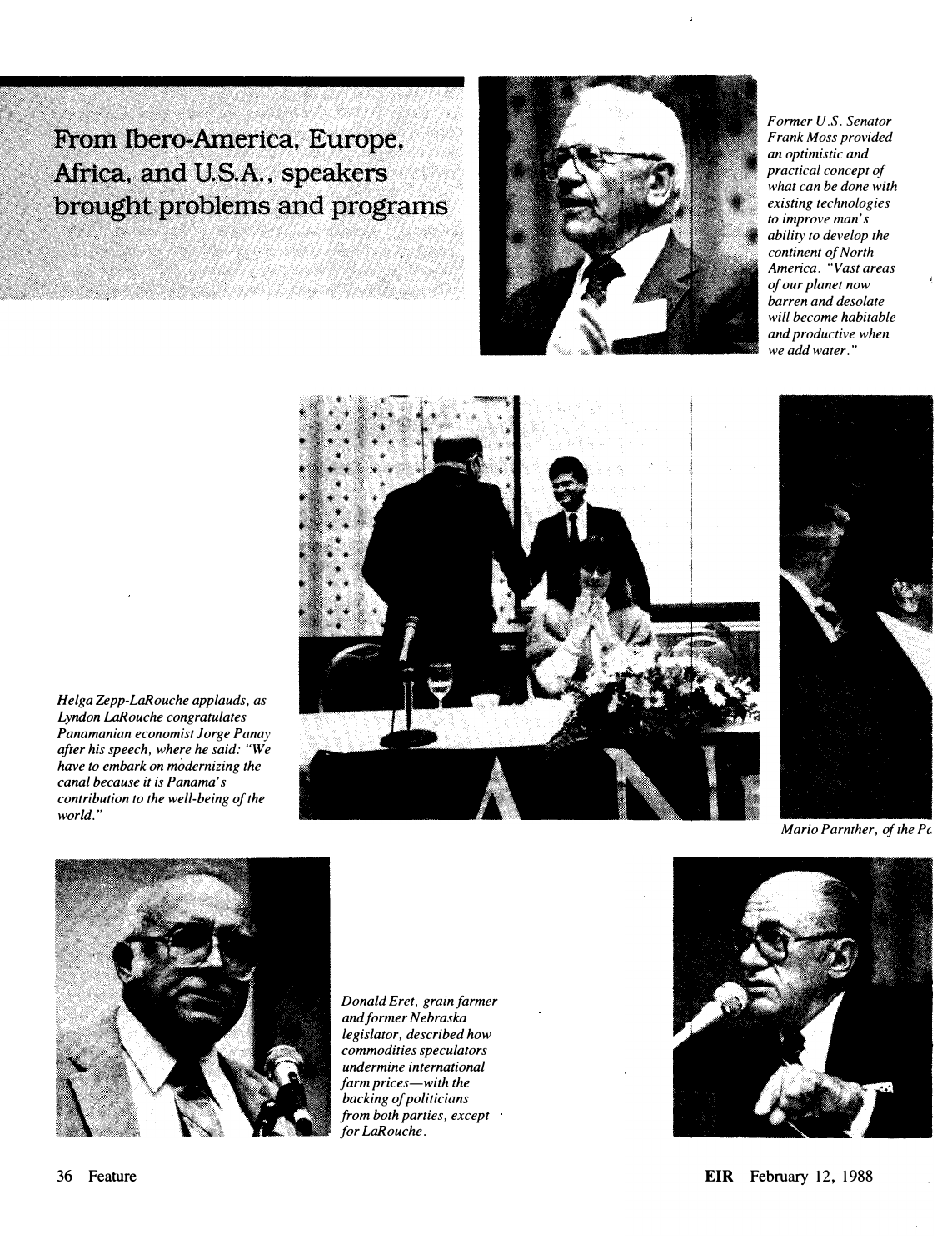# From Ibero-America, Europe, Africa, and U.S.A., speakers brought problems and programs

*Former U.S. Senator Frank Moss provided an optimistic and practical concept of what can be done with existing technologies to improve man's ability to develop the continent of North America. "Vast areas of our planet now barren and desolate will become habitable and productive when we add water."*

*Helga Zepp-LaRouche applauds, as Lyndon LaRouche congratulates Panamanian economist Jorge Panay after his speech, where he said: "We have to embark on modernizing the canal because it is Panama's contribution to the well-being of the world."*

*Mario Parnther, of the Pa*

*Donald Eret, grain farmer and former Nebraska legislator, described how commodities speculators undermine international farm prices—with the backing of politicians from both parties, except for LaRouche.*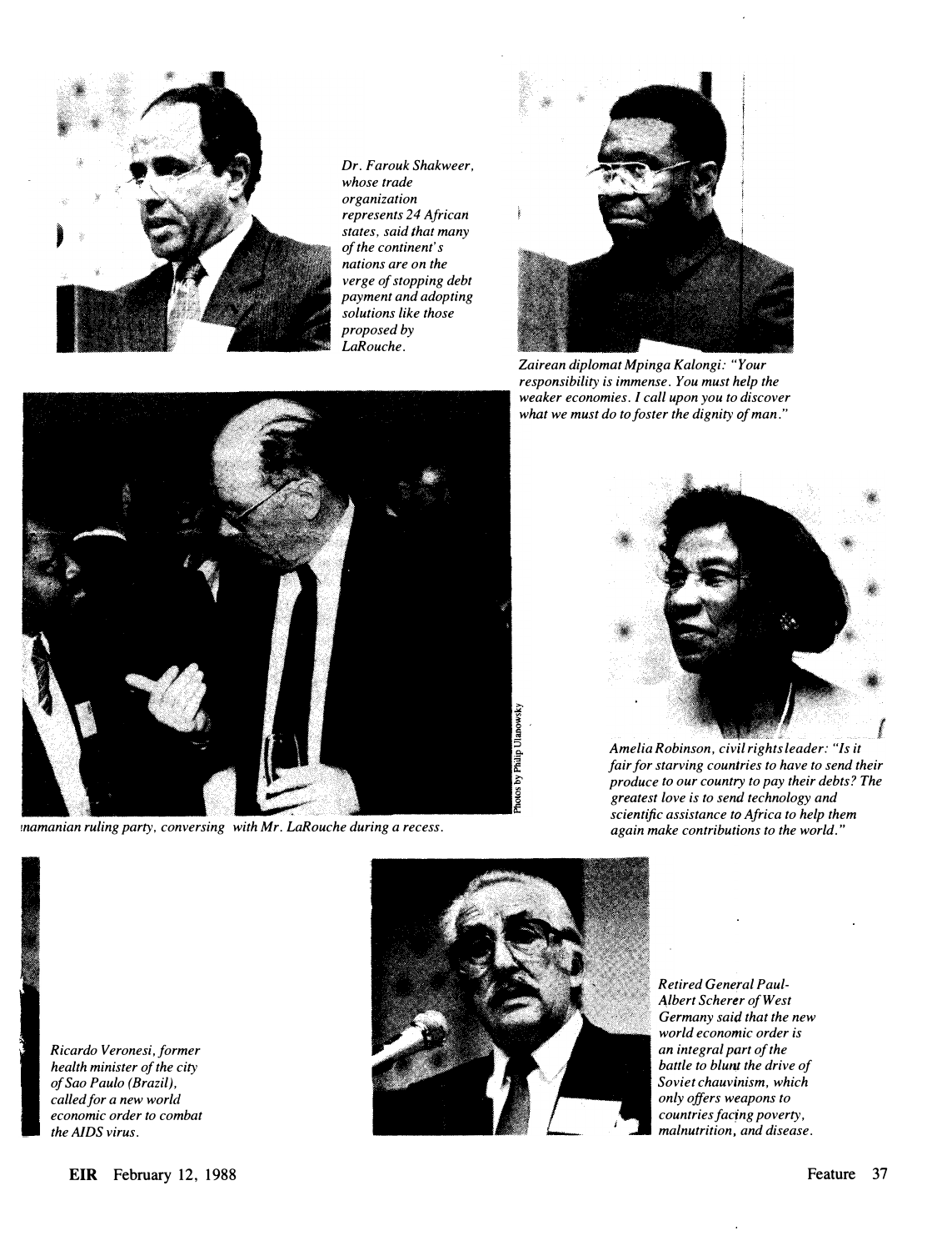*Dr. Farouk Shakweer, whose trade organization represents 24 African states, said that many of the continent's nations are on the verge of stopping debt payment and adopting solutions like those proposed by LaRouche.*

*Zairean diplomat Mpinga Kalongi: "Your responsibility is immense. You must help the weaker economies. I call upon you to discover what we must do to foster the dignity of man."*

*namanian ruling party, conversing with Mr. LaRouche during a recess.*

Photos by Philip Ulanowsky

*Amelia Robinson, civil rights leader: "Is it fair for starving countries to have to send their produce to our country to pay their debts? The greatest love is to send technology and scientific assistance to Africa to help them again make contributions to the world."*

*Ricardo Veronesi, former health minister of the city of Sao Paulo (Brazil), called for a new world economic order to combat the AIDS virus.*

*Retired General Paul-Albert Scherer of West Germany said that the new world economic order is an integral part of the battle to blunt the drive of Soviet chauvinism, which only offers weapons to countries facing poverty, malnutrition, and disease.*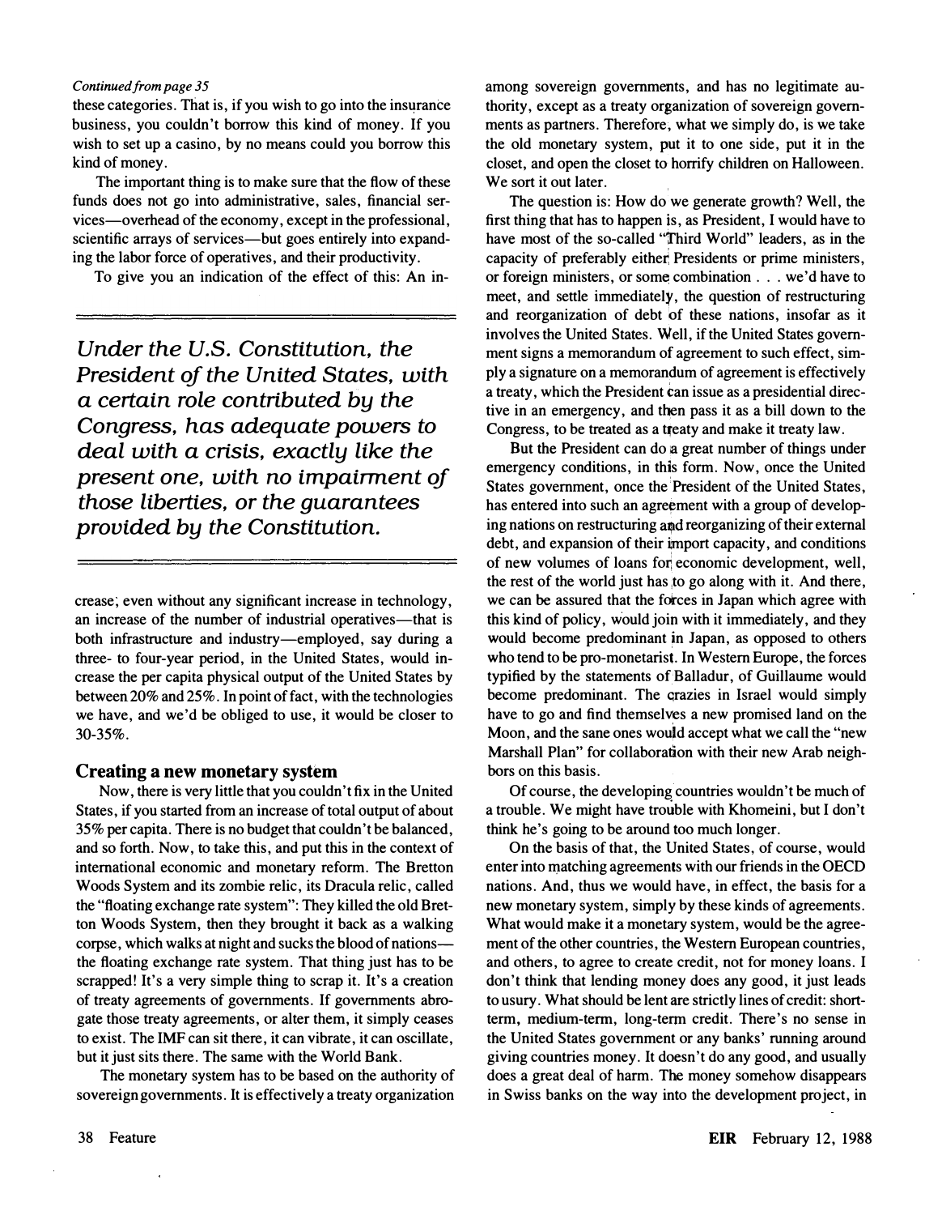*Continued from page 35*

these categories. That is, if you wish to go into the insurance business, you couldn't borrow this kind of money. If you wish to set up a casino, by no means could you borrow this kind of money.

The important thing is to make sure that the flow of these funds does not go into administrative, sales, financial services—overhead of the economy, except in the professional, scientific arrays of services—but goes entirely into expanding the labor force of operatives, and their productivity.

To give you an indication of the effect of this: An increase, even without any significant increase in technology, an increase of the number of industrial operatives—that is both infrastructure and industry—employed, say during a three- to four-year period, in the United States, would increase the per capita physical output of the United States by between 20% and 25%. In point of fact, with the technologies we have, and we'd be obliged to use, it would be closer to 30-35%.

*Under the U.S. Constitution, the President of the United States, with a certain role contributed by the Congress, has adequate powers to deal with a crisis, exactly like the present one, with no impairment of those liberties, or the guarantees provided by the Constitution.*

## Creating a new monetary system

Now, there is very little that you couldn't fix in the United States, if you started from an increase of total output of about 35% per capita. There is no budget that couldn't be balanced, and so forth. Now, to take this, and put this in the context of international economic and monetary reform. The Bretton Woods System and its zombie relic, its Dracula relic, called the "floating exchange rate system": They killed the old Bretton Woods System, then they brought it back as a walking corpse, which walks at night and sucks the blood of nations—the floating exchange rate system. That thing just has to be scrapped! It's a very simple thing to scrap it. It's a creation of treaty agreements of governments. If governments abrogate those treaty agreements, or alter them, it simply ceases to exist. The IMF can sit there, it can vibrate, it can oscillate, but it just sits there. The same with the World Bank.

The monetary system has to be based on the authority of sovereign governments. It is effectively a treaty organization among sovereign governments, and has no legitimate authority, except as a treaty organization of sovereign governments as partners. Therefore, what we simply do, is we take the old monetary system, put it to one side, put it in the closet, and open the closet to horrify children on Halloween. We sort it out later.

The question is: How do we generate growth? Well, the first thing that has to happen is, as President, I would have to have most of the so-called "Third World" leaders, as in the capacity of preferably either Presidents or prime ministers, or foreign ministers, or some combination . . . we'd have to meet, and settle immediately, the question of restructuring and reorganization of debt of these nations, insofar as it involves the United States. Well, if the United States government signs a memorandum of agreement to such effect, simply a signature on a memorandum of agreement is effectively a treaty, which the President can issue as a presidential directive in an emergency, and then pass it as a bill down to the Congress, to be treated as a treaty and make it treaty law.

But the President can do a great number of things under emergency conditions, in this form. Now, once the United States government, once the President of the United States, has entered into such an agreement with a group of developing nations on restructuring and reorganizing of their external debt, and expansion of their import capacity, and conditions of new volumes of loans for economic development, well, the rest of the world just has to go along with it. And there, we can be assured that the forces in Japan which agree with this kind of policy, would join with it immediately, and they would become predominant in Japan, as opposed to others who tend to be pro-monetarist. In Western Europe, the forces typified by the statements of Balladur, of Guillaume would become predominant. The crazies in Israel would simply have to go and find themselves a new promised land on the Moon, and the sane ones would accept what we call the "new Marshall Plan" for collaboration with their new Arab neighbors on this basis.

Of course, the developing countries wouldn't be much of a trouble. We might have trouble with Khomeini, but I don't think he's going to be around too much longer.

On the basis of that, the United States, of course, would enter into matching agreements with our friends in the OECD nations. And, thus we would have, in effect, the basis for a new monetary system, simply by these kinds of agreements. What would make it a monetary system, would be the agreement of the other countries, the Western European countries, and others, to agree to create credit, not for money loans. I don't think that lending money does any good, it just leads to usury. What should be lent are strictly lines of credit: short-term, medium-term, long-term credit. There's no sense in the United States government or any banks' running around giving countries money. It doesn't do any good, and usually does a great deal of harm. The money somehow disappears in Swiss banks on the way into the development project, in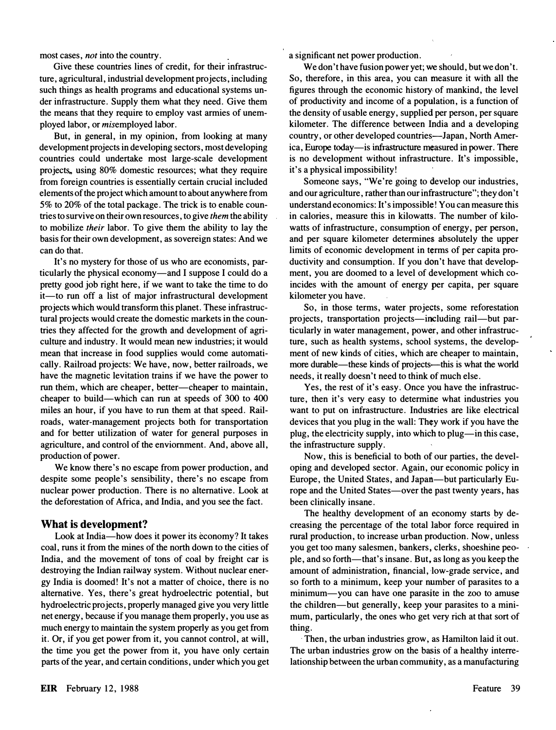most cases, *not* into the country.

Give these countries lines of credit, for their infrastructure, agricultural, industrial development projects, including such things as health programs and educational systems under infrastructure. Supply them what they need. Give them the means that they require to employ vast armies of unemployed labor, or *mis*employed labor.

But, in general, in my opinion, from looking at many development projects in developing sectors, most developing countries could undertake most large-scale development projects, using 80% domestic resources; what they require from foreign countries is essentially certain crucial included elements of the project which amount to about anywhere from 5% to 20% of the total package. The trick is to enable countries to survive on their own resources, to give *them* the ability to mobilize *their* labor. To give them the ability to lay the basis for their own development, as sovereign states: And we can do that.

It's no mystery for those of us who are economists, particularly the physical economy—and I suppose I could do a pretty good job right here, if we want to take the time to do it—to run off a list of major infrastructural development projects which would transform this planet. These infrastructural projects would create the domestic markets in the countries they affected for the growth and development of agriculture and industry. It would mean new industries; it would mean that increase in food supplies would come automatically. Railroad projects: We have, now, better railroads, we have the magnetic levitation trains if we have the power to run them, which are cheaper, better—cheaper to maintain, cheaper to build—which can run at speeds of 300 to 400 miles an hour, if you have to run them at that speed. Railroads, water-management projects both for transportation and for better utilization of water for general purposes in agriculture, and control of the enviornment. And, above all, production of power.

We know there's no escape from power production, and despite some people's sensibility, there's no escape from nuclear power production. There is no alternative. Look at the deforestation of Africa, and India, and you see the fact.

## What is development?

Look at India—how does it power its economy? It takes coal, runs it from the mines of the north down to the cities of India, and the movement of tons of coal by freight car is destroying the Indian railway system. Without nuclear energy India is doomed! It's not a matter of choice, there is no alternative. Yes, there's great hydroelectric potential, but hydroelectric projects, properly managed give you very little net energy, because if you manage them properly, you use as much energy to maintain the system properly as you get from it. Or, if you get power from it, you cannot control, at will, the time you get the power from it, you have only certain parts of the year, and certain conditions, under which you get a significant net power production.

We don't have fusion power yet; we should, but we don't. So, therefore, in this area, you can measure it with all the figures through the economic history of mankind, the level of productivity and income of a population, is a function of the density of usable energy, supplied per person, per square kilometer. The difference between India and a developing country, or other developed countries—Japan, North America, Europe today—is infrastructure measured in power. There is no development without infrastructure. It's impossible, it's a physical impossibility!

Someone says, "We're going to develop our industries, and our agriculture, rather than our infrastructure"; they don't understand economics: It's impossible! You can measure this in calories, measure this in kilowatts. The number of kilowatts of infrastructure, consumption of energy, per person, and per square kilometer determines absolutely the upper limits of economic development in terms of per capita productivity and consumption. If you don't have that development, you are doomed to a level of development which coincides with the amount of energy per capita, per square kilometer you have.

So, in those terms, water projects, some reforestation projects, transportation projects—including rail—but particularly in water management, power, and other infrastructure, such as health systems, school systems, the development of new kinds of cities, which are cheaper to maintain, more durable—these kinds of projects—this is what the world needs, it really doesn't need to think of much else.

Yes, the rest of it's easy. Once you have the infrastructure, then it's very easy to determine what industries you want to put on infrastructure. Industries are like electrical devices that you plug in the wall: They work if you have the plug, the electricity supply, into which to plug—in this case, the infrastructure supply.

Now, this is beneficial to both of our parties, the developing and developed sector. Again, our economic policy in Europe, the United States, and Japan—but particularly Europe and the United States—over the past twenty years, has been clinically insane.

The healthy development of an economy starts by decreasing the percentage of the total labor force required in rural production, to increase urban production. Now, unless you get too many salesmen, bankers, clerks, shoeshine people, and so forth—that's insane. But, as long as you keep the amount of administration, financial, low-grade service, and so forth to a minimum, keep your number of parasites to a minimum—you can have one parasite in the zoo to amuse the children—but generally, keep your parasites to a minimum, particularly, the ones who get very rich at that sort of thing.

Then, the urban industries grow, as Hamilton laid it out. The urban industries grow on the basis of a healthy interrelationship between the urban community, as a manufacturing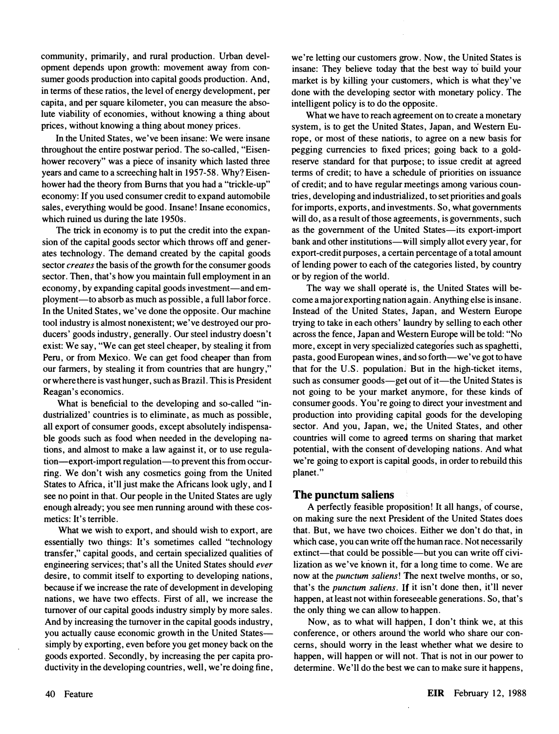community, primarily, and rural production. Urban development depends upon growth: movement away from consumer goods production into capital goods production. And, in terms of these ratios, the level of energy development, per capita, and per square kilometer, you can measure the absolute viability of economies, without knowing a thing about prices, without knowing a thing about money prices.

In the United States, we've been insane: We were insane throughout the entire postwar period. The so-called, "Eisenhower recovery" was a piece of insanity which lasted three years and came to a screeching halt in 1957-58. Why? Eisenhower had the theory from Burns that you had a "trickle-up" economy: If you used consumer credit to expand automobile sales, everything would be good. Insane! Insane economics, which ruined us during the late 1950s.

The trick in economy is to put the credit into the expansion of the capital goods sector which throws off and generates technology. The demand created by the capital goods sector *creates* the basis of the growth for the consumer goods sector. Then, that's how you maintain full employment in an economy, by expanding capital goods investment—and employment—to absorb as much as possible, a full labor force. In the United States, we've done the opposite. Our machine tool industry is almost nonexistent; we've destroyed our producers' goods industry, generally. Our steel industry doesn't exist: We say, "We can get steel cheaper, by stealing it from Peru, or from Mexico. We can get food cheaper than from our farmers, by stealing it from countries that are hungry," or where there is vast hunger, such as Brazil. This is President Reagan's economics.

What is beneficial to the developing and so-called "industrialized' countries is to eliminate, as much as possible, all export of consumer goods, except absolutely indispensable goods such as food when needed in the developing nations, and almost to make a law against it, or to use regulation—export-import regulation—to prevent this from occurring. We don't wish any cosmetics going from the United States to Africa, it'll just make the Africans look ugly, and I see no point in that. Our people in the United States are ugly enough already; you see men running around with these cosmetics: It's terrible.

What we wish to export, and should wish to export, are essentially two things: It's sometimes called "technology transfer," capital goods, and certain specialized qualities of engineering services; that's all the United States should *ever* desire, to commit itself to exporting to developing nations, because if we increase the rate of development in developing nations, we have two effects. First of all, we increase the turnover of our capital goods industry simply by more sales. And by increasing the turnover in the capital goods industry, you actually cause economic growth in the United States—simply by exporting, even before you get money back on the goods exported. Secondly, by increasing the per capita productivity in the developing countries, well, we're doing fine, we're letting our customers grow. Now, the United States is insane: They believe today that the best way to build your market is by killing your customers, which is what they've done with the developing sector with monetary policy. The intelligent policy is to do the opposite.

What we have to reach agreement on to create a monetary system, is to get the United States, Japan, and Western Europe, or most of these nations, to agree on a new basis for pegging currencies to fixed prices; going back to a gold-reserve standard for that purpose; to issue credit at agreed terms of credit; to have a schedule of priorities on issuance of credit; and to have regular meetings among various countries, developing and industrialized, to set priorities and goals for imports, exports, and investments. So, what governments will do, as a result of those agreements, is governments, such as the government of the United States—its export-import bank and other institutions—will simply allot every year, for export-credit purposes, a certain percentage of a total amount of lending power to each of the categories listed, by country or by region of the world.

The way we shall operate is, the United States will become a major exporting nation again. Anything else is insane. Instead of the United States, Japan, and Western Europe trying to take in each others' laundry by selling to each other across the fence, Japan and Western Europe will be told: "No more, except in very specialized categories such as spaghetti, pasta, good European wines, and so forth—we've got to have that for the U.S. population. But in the high-ticket items, such as consumer goods—get out of it—the United States is not going to be your market anymore, for these kinds of consumer goods. You're going to direct your investment and production into providing capital goods for the developing sector. And you, Japan, we, the United States, and other countries will come to agreed terms on sharing that market potential, with the consent of developing nations. And what we're going to export is capital goods, in order to rebuild this planet."

## The punctum saliens

A perfectly feasible proposition! It all hangs, of course, on making sure the next President of the United States does that. But, we have two choices. Either we don't do that, in which case, you can write off the human race. Not necessarily extinct—that could be possible—but you can write off civilization as we've known it, for a long time to come. We are now at the *punctum saliens*! The next twelve months, or so, that's the *punctum saliens*. If it isn't done then, it'll never happen, at least not within foreseeable generations. So, that's the only thing we can allow to happen.

Now, as to what will happen, I don't think we, at this conference, or others around the world who share our concerns, should worry in the least whether what we desire to happen, will happen or will not. That is not in our power to determine. We'll do the best we can to make sure it happens,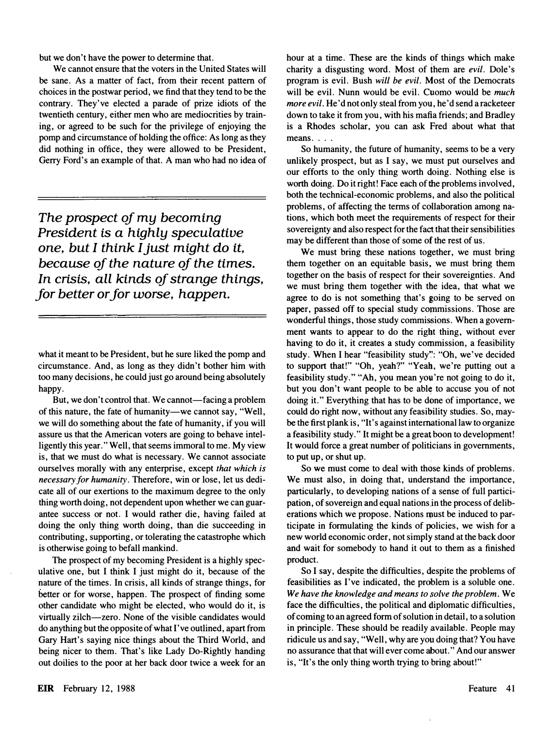but we don't have the power to determine that.

We cannot ensure that the voters in the United States will be sane. As a matter of fact, from their recent pattern of choices in the postwar period, we find that they tend to be the contrary. They've elected a parade of prize idiots of the twentieth century, either men who are mediocrities by training, or agreed to be such for the privilege of enjoying the pomp and circumstance of holding the office: As long as they did nothing in office, they were allowed to be President, Gerry Ford's an example of that. A man who had no idea of what it meant to be President, but he sure liked the pomp and circumstance. And, as long as they didn't bother him with too many decisions, he could just go around being absolutely happy.

*The prospect of my becoming President is a highly speculative one, but I think I just might do it, because of the nature of the times. In crisis, all kinds of strange things, for better or for worse, happen.*

But, we don't control that. We cannot—facing a problem of this nature, the fate of humanity—we cannot say, "Well, we will do something about the fate of humanity, if you will assure us that the American voters are going to behave intelligently this year." Well, that seems immoral to me. My view is, that we must do what is necessary. We cannot associate ourselves morally with any enterprise, except *that which is necessary for humanity*. Therefore, win or lose, let us dedicate all of our exertions to the maximum degree to the only thing worth doing, not dependent upon whether we can guarantee success or not. I would rather die, having failed at doing the only thing worth doing, than die succeeding in contributing, supporting, or tolerating the catastrophe which is otherwise going to befall mankind.

The prospect of my becoming President is a highly speculative one, but I think I just might do it, because of the nature of the times. In crisis, all kinds of strange things, for better or for worse, happen. The prospect of finding some other candidate who might be elected, who would do it, is virtually zilch—zero. None of the visible candidates would do anything but the opposite of what I've outlined, apart from Gary Hart's saying nice things about the Third World, and being nicer to them. That's like Lady Do-Rightly handing out doilies to the poor at her back door twice a week for an hour at a time. These are the kinds of things which make charity a disgusting word. Most of them are *evil*. Dole's program is evil. Bush *will be evil*. Most of the Democrats will be evil. Nunn would be evil. Cuomo would be *much more evil*. He'd not only steal from you, he'd send a racketeer down to take it from you, with his mafia friends; and Bradley is a Rhodes scholar, you can ask Fred about what that means. . . .

So humanity, the future of humanity, seems to be a very unlikely prospect, but as I say, we must put ourselves and our efforts to the only thing worth doing. Nothing else is worth doing. Do it right! Face each of the problems involved, both the technical-economic problems, and also the political problems, of affecting the terms of collaboration among nations, which both meet the requirements of respect for their sovereignty and also respect for the fact that their sensibilities may be different than those of some of the rest of us.

We must bring these nations together, we must bring them together on an equitable basis, we must bring them together on the basis of respect for their sovereignties. And we must bring them together with the idea, that what we agree to do is not something that's going to be served on paper, passed off to special study commissions. Those are wonderful things, those study commissions. When a government wants to appear to do the right thing, without ever having to do it, it creates a study commission, a feasibility study. When I hear "feasibility study": "Oh, we've decided to support that!" "Oh, yeah?" "Yeah, we're putting out a feasibility study." "Ah, you mean you're not going to do it, but you don't want people to be able to accuse you of not doing it." Everything that has to be done of importance, we could do right now, without any feasibility studies. So, maybe the first plank is, "It's against international law to organize a feasibility study." It might be a great boon to development! It would force a great number of politicians in governments, to put up, or shut up.

So we must come to deal with those kinds of problems. We must also, in doing that, understand the importance, particularly, to developing nations of a sense of full participation, of sovereign and equal nations in the process of deliberations which we propose. Nations must be induced to participate in formulating the kinds of policies, we wish for a new world economic order, not simply stand at the back door and wait for somebody to hand it out to them as a finished product.

So I say, despite the difficulties, despite the problems of feasibilities as I've indicated, the problem is a soluble one. *We have the knowledge and means to solve the problem*. We face the difficulties, the political and diplomatic difficulties, of coming to an agreed form of solution in detail, to a solution in principle. These should be readily available. People may ridicule us and say, "Well, why are you doing that? You have no assurance that that will ever come about." And our answer is, "It's the only thing worth trying to bring about!"